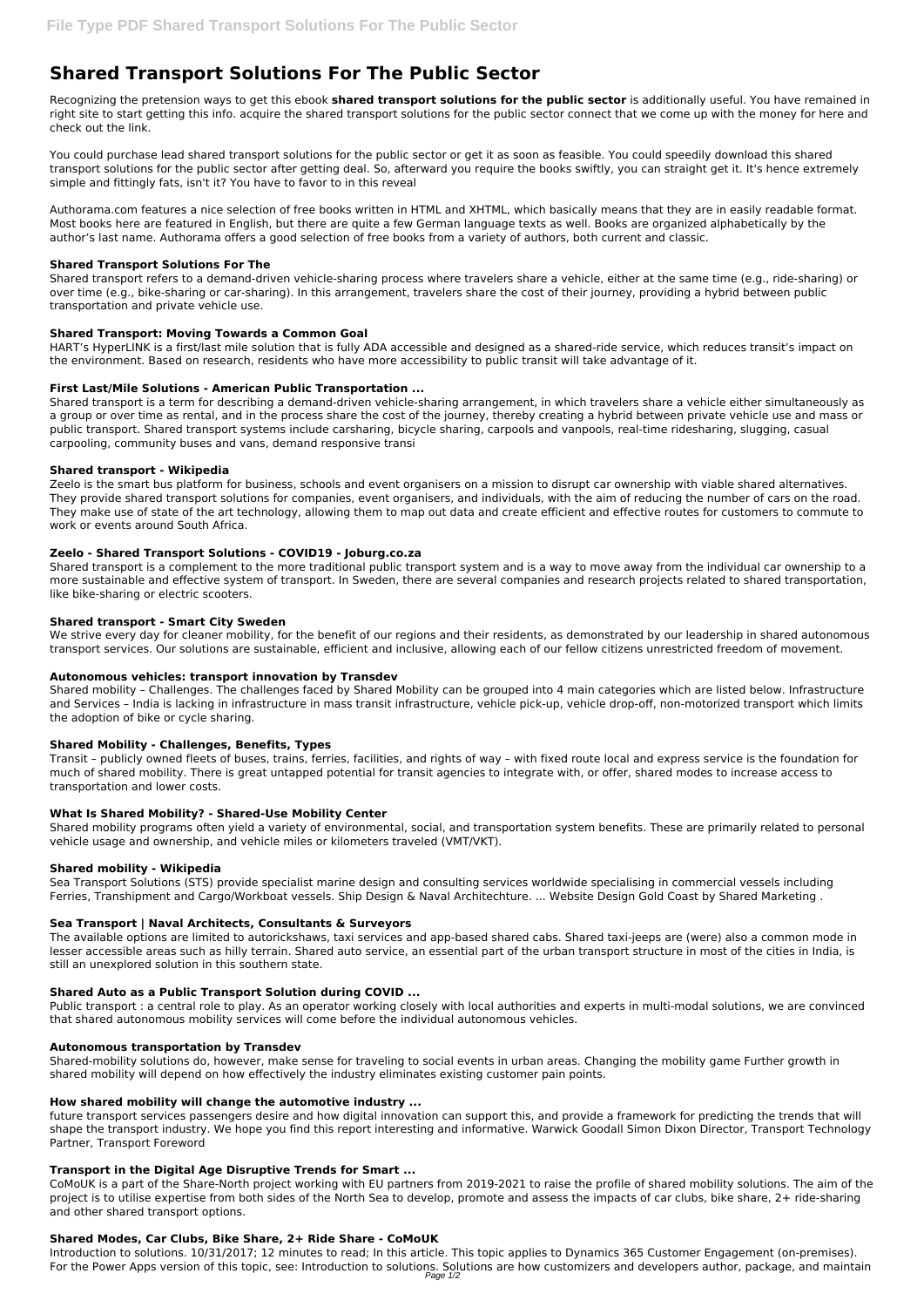# Shared Transport Solutions For The Public Sector

Recognizing the pretension ways to get this ebook **shared transport solutions for the public sector** is additionally useful. You have remained in right site to start getting this info. acquire the shared transport solutions for the public sector connect that we come up with the money for here and check out the link.

You could purchase lead shared transport solutions for the public sector or get it as soon as feasible. You could speedily download this shared transport solutions for the public sector after getting deal. So, afterward you require the books swiftly, you can straight get it. It's hence extremely simple and fittingly fats, isn't it? You have to favor to in this reveal

Authorama.com features a nice selection of free books written in HTML and XHTML, which basically means that they are in easily readable format. Most books here are featured in English, but there are quite a few German language texts as well. Books are organized alphabetically by the author's last name. Authorama offers a good selection of free books from a variety of authors, both current and classic.

### Shared Transport Solutions For The

Shared transport refers to a demand-driven vehicle-sharing process where travelers share a vehicle, either at the same time (e.g., ride-sharing) or over time (e.g., bike-sharing or car-sharing). In this arrangement, travelers share the cost of their journey, providing a hybrid between public transportation and private vehicle use.

### Shared Transport: Moving Towards a Common Goal

HART's HyperLINK is a first/last mile solution that is fully ADA accessible and designed as a shared-ride service, which reduces transit's impact on the environment. Based on research, residents who have more accessibility to public transit will take advantage of it.

### First Last/Mile Solutions - American Public Transportation ...

Shared transport is a term for describing a demand-driven vehicle-sharing arrangement, in which travelers share a vehicle either simultaneously as a group or over time as rental, and in the process share the cost of the journey, thereby creating a hybrid between private vehicle use and mass or public transport. Shared transport systems include carsharing, bicycle sharing, carpools and vanpools, real-time ridesharing, slugging, casual carpooling, community buses and vans, demand responsive transi

### Shared transport - Wikipedia

Zeelo is the smart bus platform for business, schools and event organisers on a mission to disrupt car ownership with viable shared alternatives. They provide shared transport solutions for companies, event organisers, and individuals, with the aim of reducing the number of cars on the road. They make use of state of the art technology, allowing them to map out data and create efficient and effective routes for customers to commute to work or events around South Africa.

### Zeelo - Shared Transport Solutions - COVID19 - Joburg.co.za

Shared transport is a complement to the more traditional public transport system and is a way to move away from the individual car ownership to a more sustainable and effective system of transport. In Sweden, there are several companies and research projects related to shared transportation, like bike-sharing or electric scooters.

### Shared transport - Smart City Sweden

We strive every day for cleaner mobility, for the benefit of our regions and their residents, as demonstrated by our leadership in shared autonomous transport services. Our solutions are sustainable, efficient and inclusive, allowing each of our fellow citizens unrestricted freedom of movement.

### Autonomous vehicles: transport innovation by Transdev

Shared mobility – Challenges. The challenges faced by Shared Mobility can be grouped into 4 main categories which are listed below. Infrastructure and Services – India is lacking in infrastructure in mass transit infrastructure, vehicle pick-up, vehicle drop-off, non-motorized transport which limits the adoption of bike or cycle sharing.

### Shared Mobility - Challenges, Benefits, Types

Transit – publicly owned fleets of buses, trains, ferries, facilities, and rights of way – with fixed route local and express service is the foundation for much of shared mobility. There is great untapped potential for transit agencies to integrate with, or offer, shared modes to increase access to transportation and lower costs.

### What Is Shared Mobility? - Shared-Use Mobility Center

Shared mobility programs often yield a variety of environmental, social, and transportation system benefits. These are primarily related to personal vehicle usage and ownership, and vehicle miles or kilometers traveled (VMT/VKT).

### Shared mobility - Wikipedia

Sea Transport Solutions (STS) provide specialist marine design and consulting services worldwide specialising in commercial vessels including Ferries, Transhipment and Cargo/Workboat vessels. Ship Design & Naval Architechture. ... Website Design Gold Coast by Shared Marketing .

### Sea Transport | Naval Architects, Consultants & Surveyors

The available options are limited to autorickshaws, taxi services and app-based shared cabs. Shared taxi-jeeps are (were) also a common mode in lesser accessible areas such as hilly terrain. Shared auto service, an essential part of the urban transport structure in most of the cities in India, is still an unexplored solution in this southern state.

### Shared Auto as a Public Transport Solution during COVID ...

Public transport : a central role to play. As an operator working closely with local authorities and experts in multi-modal solutions, we are convinced that shared autonomous mobility services will come before the individual autonomous vehicles.

### Autonomous transportation by Transdev

Shared-mobility solutions do, however, make sense for traveling to social events in urban areas. Changing the mobility game Further growth in shared mobility will depend on how effectively the industry eliminates existing customer pain points.

### How shared mobility will change the automotive industry ...

future transport services passengers desire and how digital innovation can support this, and provide a framework for predicting the trends that will shape the transport industry. We hope you find this report interesting and informative. Warwick Goodall Simon Dixon Director, Transport Technology Partner, Transport Foreword

### Transport in the Digital Age Disruptive Trends for Smart ...

CoMoUK is a part of the Share-North project working with EU partners from 2019-2021 to raise the profile of shared mobility solutions. The aim of the project is to utilise expertise from both sides of the North Sea to develop, promote and assess the impacts of car clubs, bike share, 2+ ride-sharing and other shared transport options.

### Shared Modes, Car Clubs, Bike Share, 2+ Ride Share - CoMoUK

Introduction to solutions. 10/31/2017; 12 minutes to read; In this article. This topic applies to Dynamics 365 Customer Engagement (on-premises). For the Power Apps version of this topic, see: Introduction to solutions. Solutions are how customizers and developers author, package, and maintain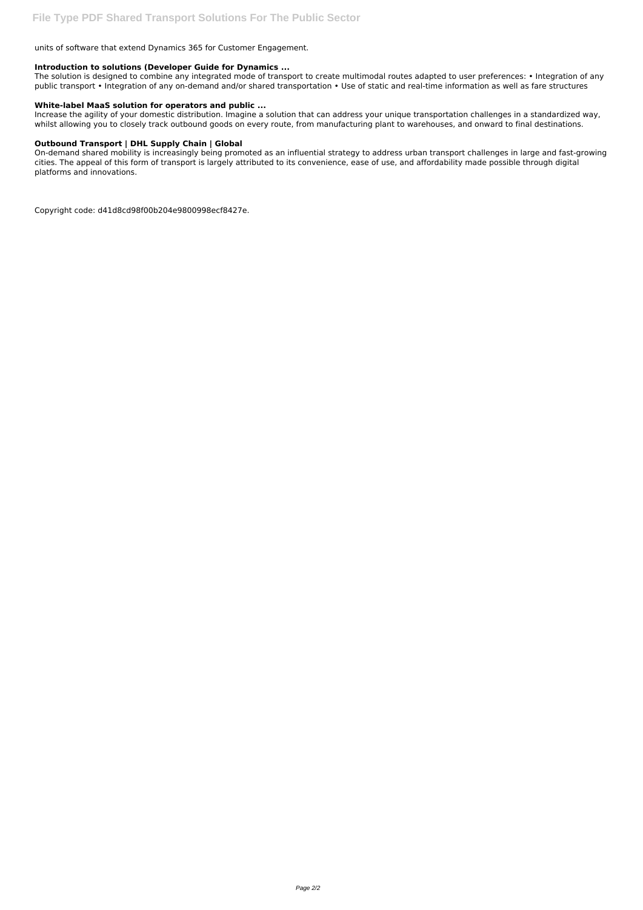units of software that extend Dynamics 365 for Customer Engagement.

**Introduction to solutions (Developer Guide for Dynamics ...**

The solution is designed to combine any integrated mode of transport to create multimodal routes adapted to user preferences: • Integration of any public transport • Integration of any on-demand and/or shared transportation • Use of static and real-time information as well as fare structures

**White-label MaaS solution for operators and public ...**

Increase the agility of your domestic distribution. Imagine a solution that can address your unique transportation challenges in a standardized way, whilst allowing you to closely track outbound goods on every route, from manufacturing plant to warehouses, and onward to final destinations.

**Outbound Transport | DHL Supply Chain | Global**

On-demand shared mobility is increasingly being promoted as an influential strategy to address urban transport challenges in large and fast-growing cities. The appeal of this form of transport is largely attributed to its convenience, ease of use, and affordability made possible through digital platforms and innovations.

Copyright code: d41d8cd98f00b204e9800998ecf8427e.